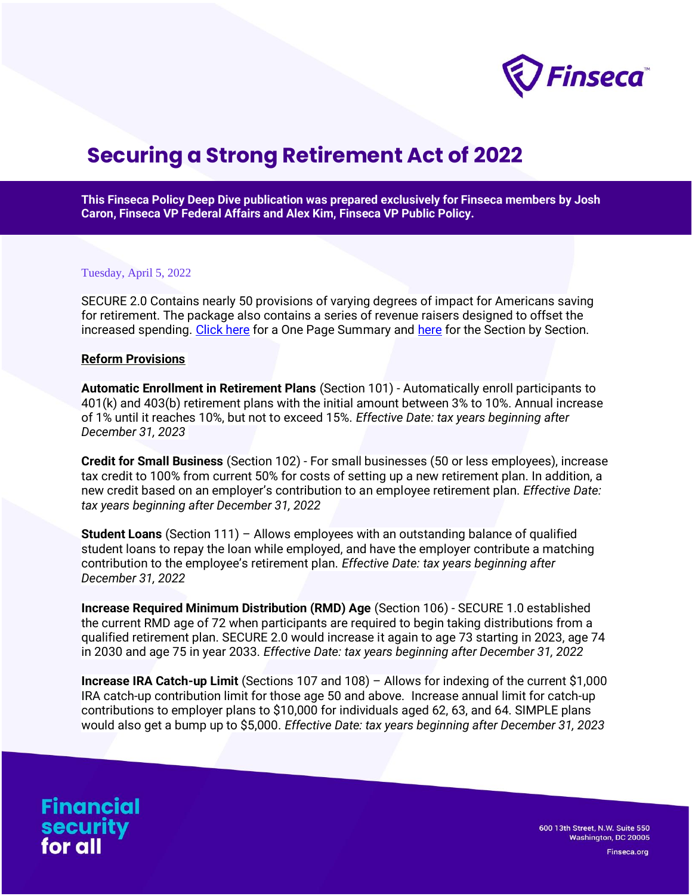# Securing a Strong Retirement Act of 2022

**This Finseca Policy Deep Dive publication was prepared exclusively for Finseca members by Josh Caron, Finseca VP Federal Affairs and Alex Kim, Finseca VP Public Policy.**

Tuesday, April 5, 2022

SECURE 2.0 Contains nearly 50 provisions of varying degrees of impact for Americans saving for retirement. The package also contains a series of revenue raisers designed to offset the increased spending. Click here for a One Page Summary and here for the Section by Section.

**Reform Provisions**

**Automatic Enrollment in Retirement Plans** (Section 101) - Automatically enroll participants to 401(k) and 403(b) retirement plans with the initial amount between 3% to 10%. Annual increase of 1% until it reaches 10%, but not to exceed 15%. *Effective Date: tax years beginning after December 31, 2023*

**Credit for Small Business** (Section 102) - For small businesses (50 or less employees), increase tax credit to 100% from current 50% for costs of setting up a new retirement plan. In addition, a new credit based on an employer's contribution to an employee retirement plan. *Effective Date: tax years beginning after December 31, 2022*

**Student Loans** (Section 111) – Allows employees with an outstanding balance of qualified student loans to repay the loan while employed, and have the employer contribute a matching contribution to the employee's retirement plan. *Effective Date: tax years beginning after December 31, 2022*

**Increase Required Minimum Distribution (RMD) Age** (Section 106) - SECURE 1.0 established the current RMD age of 72 when participants are required to begin taking distributions from a qualified retirement plan. SECURE 2.0 would increase it again to age 73 starting in 2023, age 74 in 2030 and age 75 in year 2033. *Effective Date: tax years beginning after December 31, 2022*

**Increase IRA Catch-up Limit** (Sections 107 and 108) – Allows for indexing of the current $1,000 IRA catch-up contribution limit for those age 50 and above. Increase annual limit for catch-up contributions to employer plans to $10,000 for individuals aged 62, 63, and 64. SIMPLE plans would also get a bump up to $5,000. *Effective Date: tax years beginning after December 31, 2023*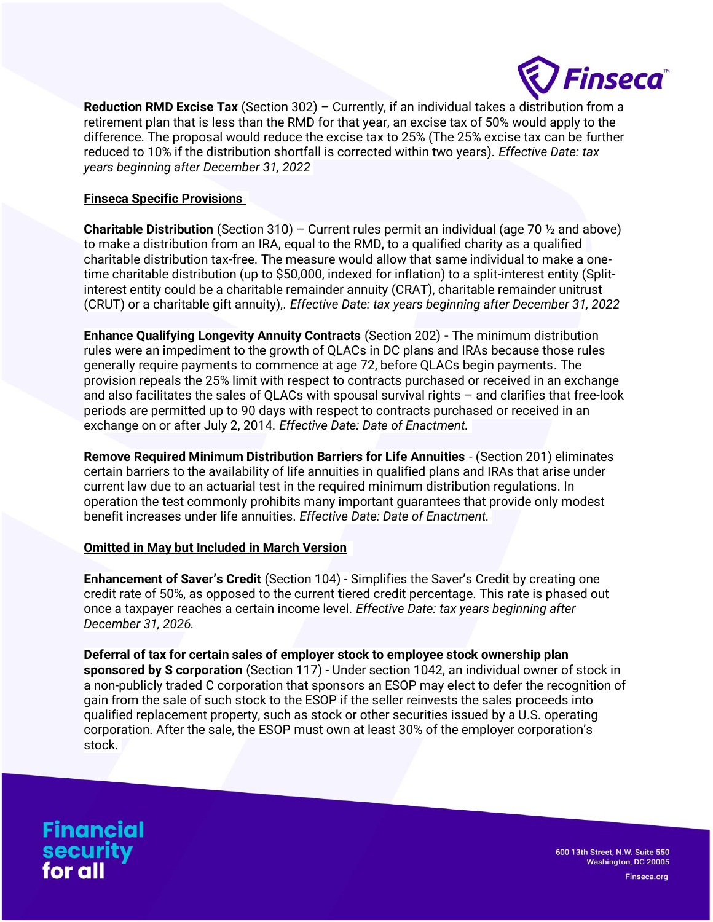**Reduction RMD Excise Tax** (Section 302) – Currently, if an individual takes a distribution from a retirement plan that is less than the RMD for that year, an excise tax of 50% would apply to the difference. The proposal would reduce the excise tax to 25% (The 25% excise tax can be further reduced to 10% if the distribution shortfall is corrected within two years). *Effective Date: tax years beginning after December 31, 2022*

**Finseca Specific Provisions**

**Charitable Distribution** (Section 310) – Current rules permit an individual (age 70 ½ and above) to make a distribution from an IRA, equal to the RMD, to a qualified charity as a qualified charitable distribution tax-free. The measure would allow that same individual to make a one-time charitable distribution (up to $50,000, indexed for inflation) to a split-interest entity (Split-interest entity could be a charitable remainder annuity (CRAT), charitable remainder unitrust (CRUT) or a charitable gift annuity),. *Effective Date: tax years beginning after December 31, 2022*

**Enhance Qualifying Longevity Annuity Contracts** (Section 202) **-** The minimum distribution rules were an impediment to the growth of QLACs in DC plans and IRAs because those rules generally require payments to commence at age 72, before QLACs begin payments. The provision repeals the 25% limit with respect to contracts purchased or received in an exchange and also facilitates the sales of QLACs with spousal survival rights – and clarifies that free-look periods are permitted up to 90 days with respect to contracts purchased or received in an exchange on or after July 2, 2014. *Effective Date: Date of Enactment.*

**Remove Required Minimum Distribution Barriers for Life Annuities** - (Section 201) eliminates certain barriers to the availability of life annuities in qualified plans and IRAs that arise under current law due to an actuarial test in the required minimum distribution regulations. In operation the test commonly prohibits many important guarantees that provide only modest benefit increases under life annuities. *Effective Date: Date of Enactment.*

**Omitted in May but Included in March Version**

**Enhancement of Saver's Credit** (Section 104) - Simplifies the Saver's Credit by creating one credit rate of 50%, as opposed to the current tiered credit percentage. This rate is phased out once a taxpayer reaches a certain income level. *Effective Date: tax years beginning after December 31, 2026.*

**Deferral of tax for certain sales of employer stock to employee stock ownership plan sponsored by S corporation** (Section 117) - Under section 1042, an individual owner of stock in a non-publicly traded C corporation that sponsors an ESOP may elect to defer the recognition of gain from the sale of such stock to the ESOP if the seller reinvests the sales proceeds into qualified replacement property, such as stock or other securities issued by a U.S. operating corporation. After the sale, the ESOP must own at least 30% of the employer corporation's stock.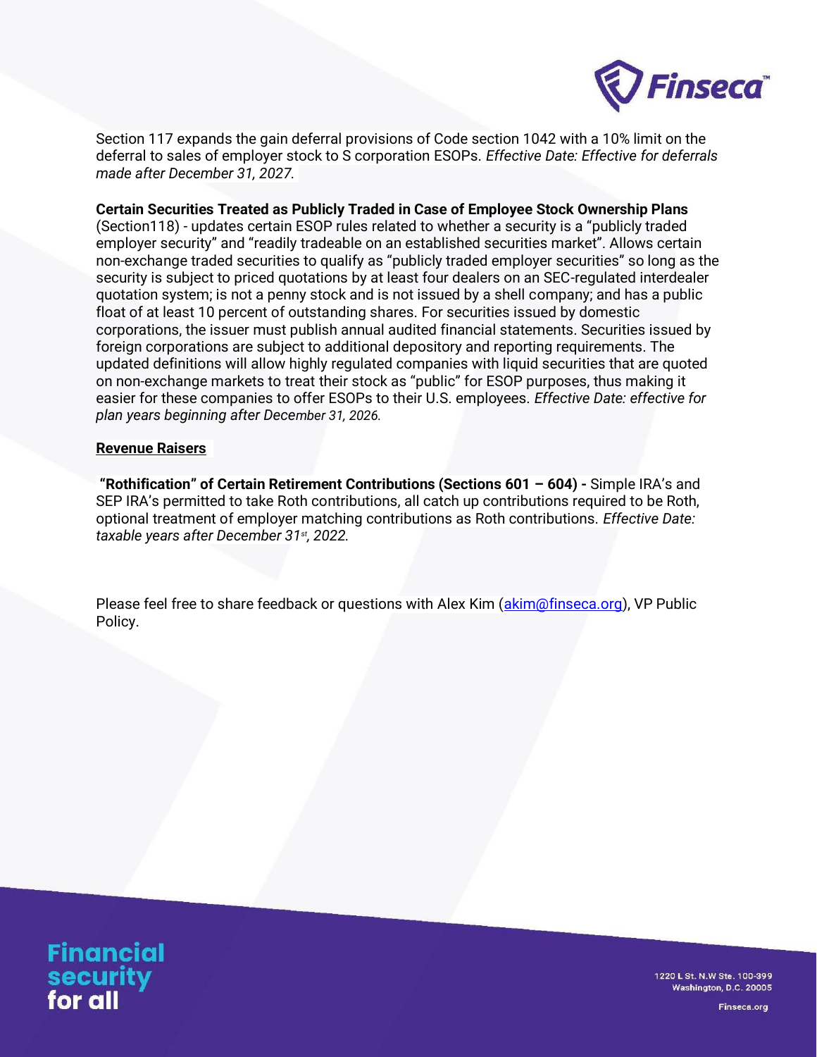Section 117 expands the gain deferral provisions of Code section 1042 with a 10% limit on the deferral to sales of employer stock to S corporation ESOPs. *Effective Date: Effective for deferrals made after December 31, 2027.*

**Certain Securities Treated as Publicly Traded in Case of Employee Stock Ownership Plans** (Section118) - updates certain ESOP rules related to whether a security is a "publicly traded employer security" and "readily tradeable on an established securities market". Allows certain non-exchange traded securities to qualify as "publicly traded employer securities" so long as the security is subject to priced quotations by at least four dealers on an SEC-regulated interdealer quotation system; is not a penny stock and is not issued by a shell company; and has a public float of at least 10 percent of outstanding shares. For securities issued by domestic corporations, the issuer must publish annual audited financial statements. Securities issued by foreign corporations are subject to additional depository and reporting requirements. The updated definitions will allow highly regulated companies with liquid securities that are quoted on non-exchange markets to treat their stock as "public" for ESOP purposes, thus making it easier for these companies to offer ESOPs to their U.S. employees. *Effective Date: effective for plan years beginning after December 31, 2026.*

**<u>Revenue Raisers</u>**

**"Rothification" of Certain Retirement Contributions (Sections 601 – 604) -** Simple IRA's and SEP IRA's permitted to take Roth contributions, all catch up contributions required to be Roth, optional treatment of employer matching contributions as Roth contributions. *Effective Date: taxable years after December 31st, 2022.*

Please feel free to share feedback or questions with Alex Kim (akim@finseca.org), VP Public Policy.